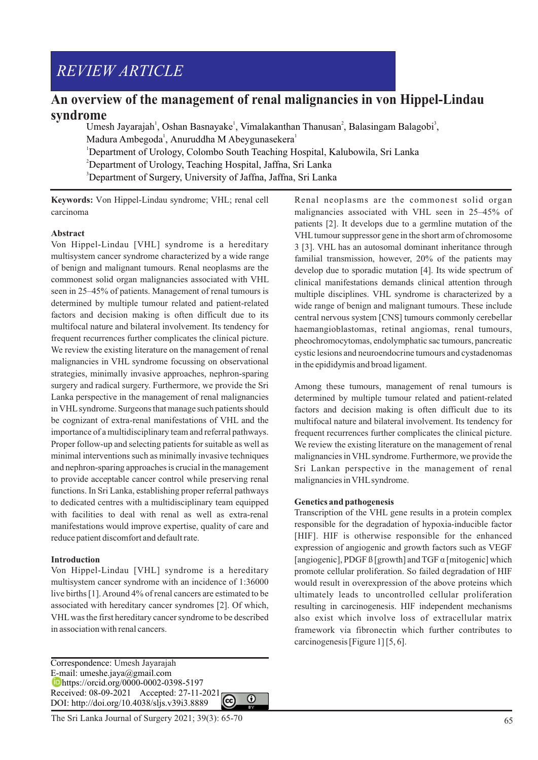REVIEW ARTICLE

# An overview of the management of renal malignancies in von Hippel-Lindau syndrome

Umesh Jayarajah[1], Oshan Basnayake[1], Vimalakanthan Thanusan[2], Balasingam Balagobi[3], Madura Ambegoda[1], Anuruddha M Abeygunasekera[1]

[1]Department of Urology, Colombo South Teaching Hospital, Kalubowila, Sri Lanka

[2]Department of Urology, Teaching Hospital, Jaffna, Sri Lanka

[3]Department of Surgery, University of Jaffna, Jaffna, Sri Lanka

**Keywords:** Von Hippel-Lindau syndrome; VHL; renal cell carcinoma

## Abstract

Von Hippel-Lindau [VHL] syndrome is a hereditary multisystem cancer syndrome characterized by a wide range of benign and malignant tumours. Renal neoplasms are the commonest solid organ malignancies associated with VHL seen in 25–45% of patients. Management of renal tumours is determined by multiple tumour related and patient-related factors and decision making is often difficult due to its multifocal nature and bilateral involvement. Its tendency for frequent recurrences further complicates the clinical picture. We review the existing literature on the management of renal malignancies in VHL syndrome focussing on observational strategies, minimally invasive approaches, nephron-sparing surgery and radical surgery. Furthermore, we provide the Sri Lanka perspective in the management of renal malignancies in VHL syndrome. Surgeons that manage such patients should be cognizant of extra-renal manifestations of VHL and the importance of a multidisciplinary team and referral pathways. Proper follow-up and selecting patients for suitable as well as minimal interventions such as minimally invasive techniques and nephron-sparing approaches is crucial in the management to provide acceptable cancer control while preserving renal functions. In Sri Lanka, establishing proper referral pathways to dedicated centres with a multidisciplinary team equipped with facilities to deal with renal as well as extra-renal manifestations would improve expertise, quality of care and reduce patient discomfort and default rate.

## Introduction

Von Hippel-Lindau [VHL] syndrome is a hereditary multisystem cancer syndrome with an incidence of 1:36000 live births [1]. Around 4% of renal cancers are estimated to be associated with hereditary cancer syndromes [2]. Of which, VHL was the first hereditary cancer syndrome to be described in association with renal cancers.

Renal neoplasms are the commonest solid organ malignancies associated with VHL seen in 25–45% of patients [2]. It develops due to a germline mutation of the VHL tumour suppressor gene in the short arm of chromosome 3 [3]. VHL has an autosomal dominant inheritance through familial transmission, however, 20% of the patients may develop due to sporadic mutation [4]. Its wide spectrum of clinical manifestations demands clinical attention through multiple disciplines. VHL syndrome is characterized by a wide range of benign and malignant tumours. These include central nervous system [CNS] tumours commonly cerebellar haemangioblastomas, retinal angiomas, renal tumours, pheochromocytomas, endolymphatic sac tumours, pancreatic cystic lesions and neuroendocrine tumours and cystadenomas in the epididymis and broad ligament.

Among these tumours, management of renal tumours is determined by multiple tumour related and patient-related factors and decision making is often difficult due to its multifocal nature and bilateral involvement. Its tendency for frequent recurrences further complicates the clinical picture. We review the existing literature on the management of renal malignancies in VHL syndrome. Furthermore, we provide the Sri Lankan perspective in the management of renal malignancies in VHL syndrome.

## Genetics and pathogenesis

Transcription of the VHL gene results in a protein complex responsible for the degradation of hypoxia-inducible factor [HIF]. HIF is otherwise responsible for the enhanced expression of angiogenic and growth factors such as VEGF [angiogenic], PDGF ß [growth] and TGF α [mitogenic] which promote cellular proliferation. So failed degradation of HIF would result in overexpression of the above proteins which ultimately leads to uncontrolled cellular proliferation resulting in carcinogenesis. HIF independent mechanisms also exist which involve loss of extracellular matrix framework via fibronectin which further contributes to carcinogenesis [Figure 1] [5, 6].

Correspondence: Umesh Jayarajah
E-mail: umeshe.jaya@gmail.com
https://orcid.org/0000-0002-0398-5197
Received: 08-09-2021 Accepted: 27-11-2021
DOI: http://doi.org/10.4038/sljs.v39i3.8889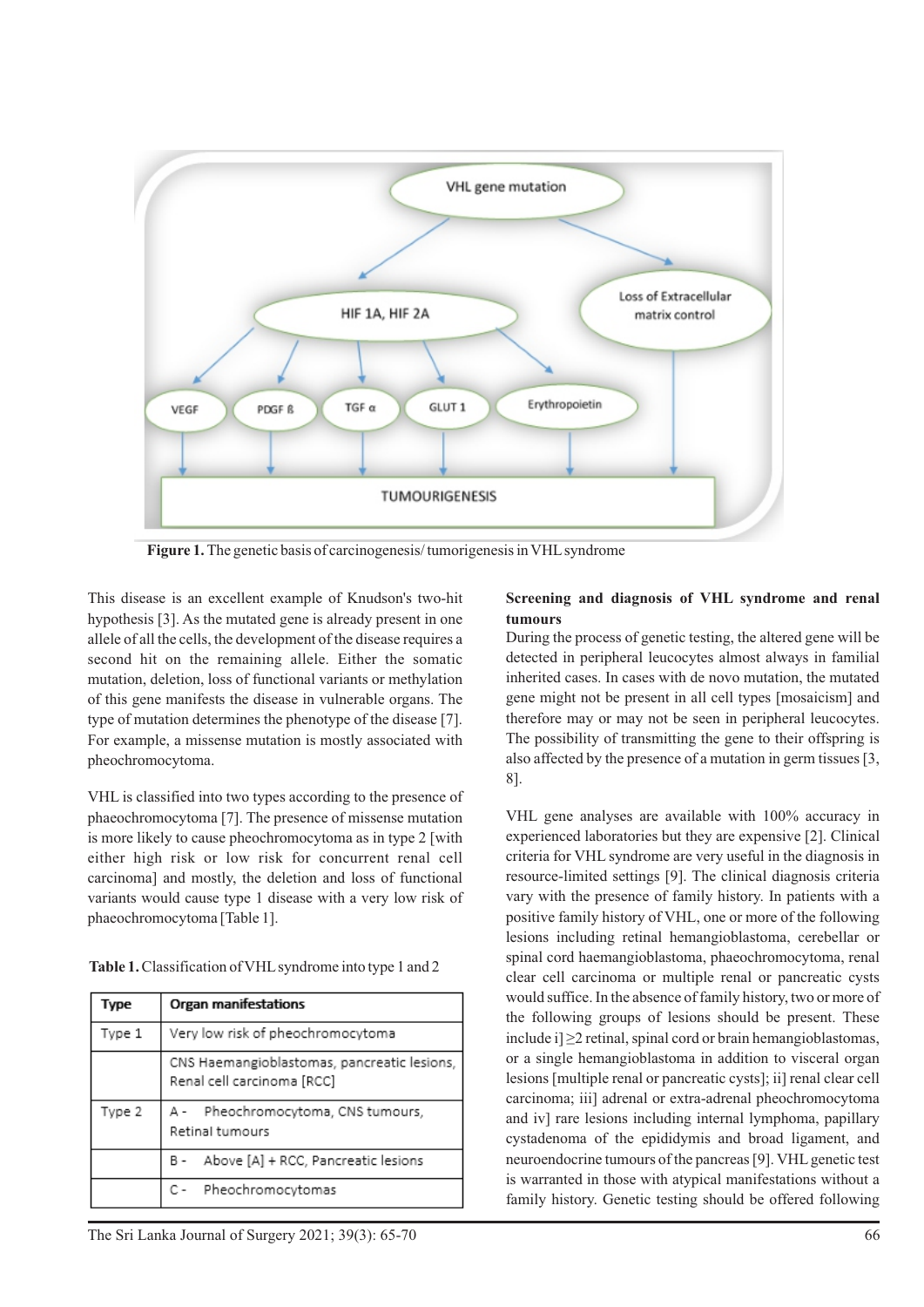Figure 1. The genetic basis of carcinogenesis/ tumorigenesis in VHL syndrome

This disease is an excellent example of Knudson's two-hit hypothesis [3]. As the mutated gene is already present in one allele of all the cells, the development of the disease requires a second hit on the remaining allele. Either the somatic mutation, deletion, loss of functional variants or methylation of this gene manifests the disease in vulnerable organs. The type of mutation determines the phenotype of the disease [7]. For example, a missense mutation is mostly associated with pheochromocytoma.

VHL is classified into two types according to the presence of phaeochromocytoma [7]. The presence of missense mutation is more likely to cause pheochromocytoma as in type 2 [with either high risk or low risk for concurrent renal cell carcinoma] and mostly, the deletion and loss of functional variants would cause type 1 disease with a very low risk of phaeochromocytoma [Table 1].

**Table 1.** Classification of VHL syndrome into type 1 and 2

| Type | Organ manifestations |
| --- | --- |
| Type 1 | Very low risk of pheochromocytoma |
| | CNS Haemangioblastomas, pancreatic lesions, Renal cell carcinoma [RCC] |
| Type 2 | A - Pheochromocytoma, CNS tumours, Retinal tumours |
| | B - Above [A] + RCC, Pancreatic lesions |
| | C - Pheochromocytomas |

**Screening and diagnosis of VHL syndrome and renal tumours**

During the process of genetic testing, the altered gene will be detected in peripheral leucocytes almost always in familial inherited cases. In cases with de novo mutation, the mutated gene might not be present in all cell types [mosaicism] and therefore may or may not be seen in peripheral leucocytes. The possibility of transmitting the gene to their offspring is also affected by the presence of a mutation in germ tissues [3, 8].

VHL gene analyses are available with 100% accuracy in experienced laboratories but they are expensive [2]. Clinical criteria for VHL syndrome are very useful in the diagnosis in resource-limited settings [9]. The clinical diagnosis criteria vary with the presence of family history. In patients with a positive family history of VHL, one or more of the following lesions including retinal hemangioblastoma, cerebellar or spinal cord haemangioblastoma, phaeochromocytoma, renal clear cell carcinoma or multiple renal or pancreatic cysts would suffice. In the absence of family history, two or more of the following groups of lesions should be present. These include i] ≥2 retinal, spinal cord or brain hemangioblastomas, or a single hemangioblastoma in addition to visceral organ lesions [multiple renal or pancreatic cysts]; ii] renal clear cell carcinoma; iii] adrenal or extra-adrenal pheochromocytoma and iv] rare lesions including internal lymphoma, papillary cystadenoma of the epididymis and broad ligament, and neuroendocrine tumours of the pancreas [9]. VHL genetic test is warranted in those with atypical manifestations without a family history. Genetic testing should be offered following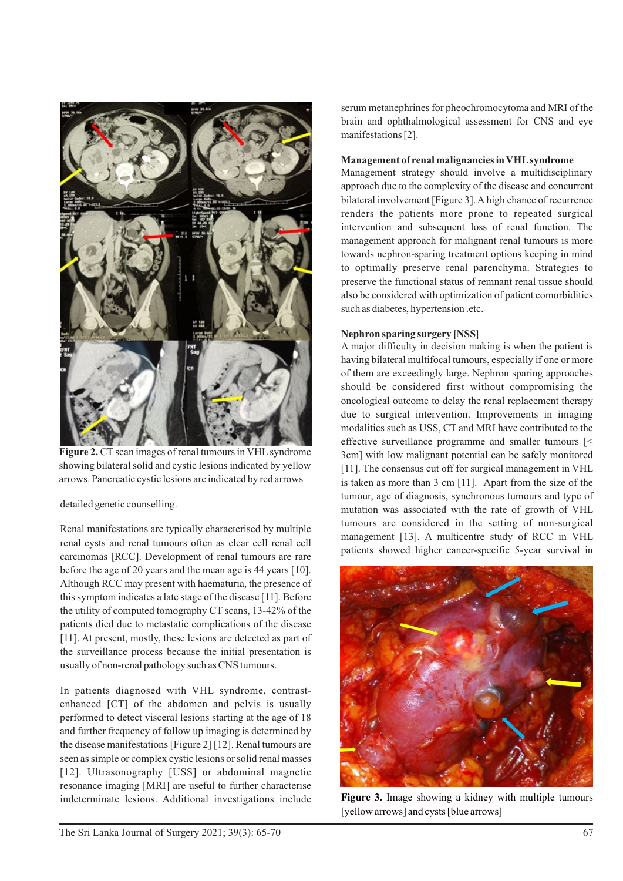**Figure 2.** CT scan images of renal tumours in VHL syndrome showing bilateral solid and cystic lesions indicated by yellow arrows. Pancreatic cystic lesions are indicated by red arrows

detailed genetic counselling.

Renal manifestations are typically characterised by multiple renal cysts and renal tumours often as clear cell renal cell carcinomas [RCC]. Development of renal tumours are rare before the age of 20 years and the mean age is 44 years [10]. Although RCC may present with haematuria, the presence of this symptom indicates a late stage of the disease [11]. Before the utility of computed tomography CT scans, 13-42% of the patients died due to metastatic complications of the disease [11]. At present, mostly, these lesions are detected as part of the surveillance process because the initial presentation is usually of non-renal pathology such as CNS tumours.

In patients diagnosed with VHL syndrome, contrast-enhanced [CT] of the abdomen and pelvis is usually performed to detect visceral lesions starting at the age of 18 and further frequency of follow up imaging is determined by the disease manifestations [Figure 2] [12]. Renal tumours are seen as simple or complex cystic lesions or solid renal masses [12]. Ultrasonography [USS] or abdominal magnetic resonance imaging [MRI] are useful to further characterise indeterminate lesions. Additional investigations include serum metanephrines for pheochromocytoma and MRI of the brain and ophthalmological assessment for CNS and eye manifestations [2].

### Management of renal malignancies in VHL syndrome

Management strategy should involve a multidisciplinary approach due to the complexity of the disease and concurrent bilateral involvement [Figure 3]. A high chance of recurrence renders the patients more prone to repeated surgical intervention and subsequent loss of renal function. The management approach for malignant renal tumours is more towards nephron-sparing treatment options keeping in mind to optimally preserve renal parenchyma. Strategies to preserve the functional status of remnant renal tissue should also be considered with optimization of patient comorbidities such as diabetes, hypertension .etc.

### Nephron sparing surgery [NSS]

A major difficulty in decision making is when the patient is having bilateral multifocal tumours, especially if one or more of them are exceedingly large. Nephron sparing approaches should be considered first without compromising the oncological outcome to delay the renal replacement therapy due to surgical intervention. Improvements in imaging modalities such as USS, CT and MRI have contributed to the effective surveillance programme and smaller tumours [< 3cm] with low malignant potential can be safely monitored [11]. The consensus cut off for surgical management in VHL is taken as more than 3 cm [11]. Apart from the size of the tumour, age of diagnosis, synchronous tumours and type of mutation was associated with the rate of growth of VHL tumours are considered in the setting of non-surgical management [13]. A multicentre study of RCC in VHL patients showed higher cancer-specific 5-year survival in

**Figure 3.** Image showing a kidney with multiple tumours [yellow arrows] and cysts [blue arrows]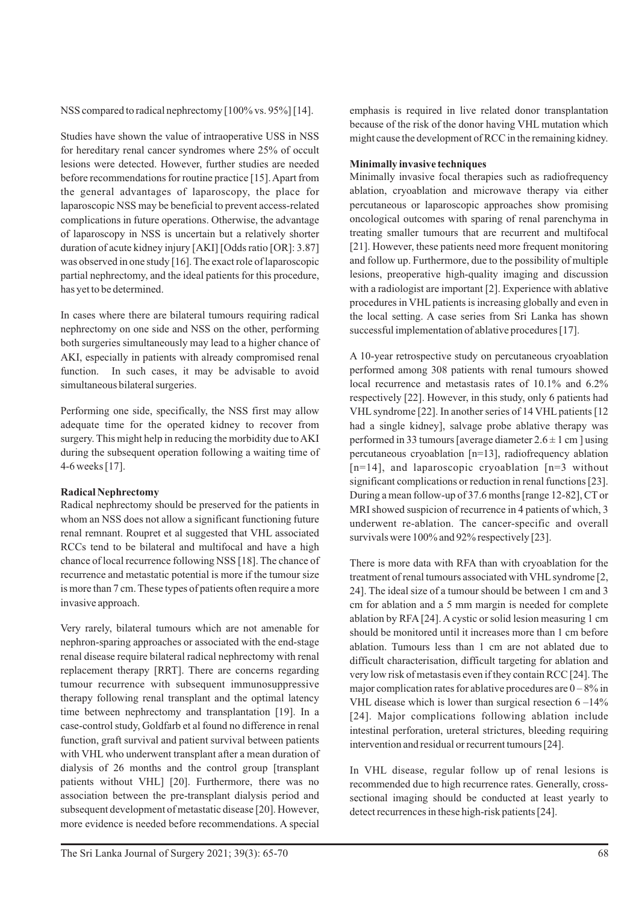NSS compared to radical nephrectomy [100% vs. 95%] [14].

Studies have shown the value of intraoperative USS in NSS for hereditary renal cancer syndromes where 25% of occult lesions were detected. However, further studies are needed before recommendations for routine practice [15]. Apart from the general advantages of laparoscopy, the place for laparoscopic NSS may be beneficial to prevent access-related complications in future operations. Otherwise, the advantage of laparoscopy in NSS is uncertain but a relatively shorter duration of acute kidney injury [AKI] [Odds ratio [OR]: 3.87] was observed in one study [16]. The exact role of laparoscopic partial nephrectomy, and the ideal patients for this procedure, has yet to be determined.

In cases where there are bilateral tumours requiring radical nephrectomy on one side and NSS on the other, performing both surgeries simultaneously may lead to a higher chance of AKI, especially in patients with already compromised renal function. In such cases, it may be advisable to avoid simultaneous bilateral surgeries.

Performing one side, specifically, the NSS first may allow adequate time for the operated kidney to recover from surgery. This might help in reducing the morbidity due to AKI during the subsequent operation following a waiting time of 4-6 weeks [17].

**Radical Nephrectomy**

Radical nephrectomy should be preserved for the patients in whom an NSS does not allow a significant functioning future renal remnant. Roupret et al suggested that VHL associated RCCs tend to be bilateral and multifocal and have a high chance of local recurrence following NSS [18]. The chance of recurrence and metastatic potential is more if the tumour size is more than 7 cm. These types of patients often require a more invasive approach.

Very rarely, bilateral tumours which are not amenable for nephron-sparing approaches or associated with the end-stage renal disease require bilateral radical nephrectomy with renal replacement therapy [RRT]. There are concerns regarding tumour recurrence with subsequent immunosuppressive therapy following renal transplant and the optimal latency time between nephrectomy and transplantation [19]. In a case-control study, Goldfarb et al found no difference in renal function, graft survival and patient survival between patients with VHL who underwent transplant after a mean duration of dialysis of 26 months and the control group [transplant patients without VHL] [20]. Furthermore, there was no association between the pre-transplant dialysis period and subsequent development of metastatic disease [20]. However, more evidence is needed before recommendations. A special emphasis is required in live related donor transplantation because of the risk of the donor having VHL mutation which might cause the development of RCC in the remaining kidney.

**Minimally invasive techniques**

Minimally invasive focal therapies such as radiofrequency ablation, cryoablation and microwave therapy via either percutaneous or laparoscopic approaches show promising oncological outcomes with sparing of renal parenchyma in treating smaller tumours that are recurrent and multifocal [21]. However, these patients need more frequent monitoring and follow up. Furthermore, due to the possibility of multiple lesions, preoperative high-quality imaging and discussion with a radiologist are important [2]. Experience with ablative procedures in VHL patients is increasing globally and even in the local setting. A case series from Sri Lanka has shown successful implementation of ablative procedures [17].

A 10-year retrospective study on percutaneous cryoablation performed among 308 patients with renal tumours showed local recurrence and metastasis rates of 10.1% and 6.2% respectively [22]. However, in this study, only 6 patients had VHL syndrome [22]. In another series of 14 VHL patients [12 had a single kidney], salvage probe ablative therapy was performed in 33 tumours [average diameter $2.6 \pm 1$ cm ] using percutaneous cryoablation [n=13], radiofrequency ablation [n=14], and laparoscopic cryoablation [n=3 without significant complications or reduction in renal functions [23]. During a mean follow-up of 37.6 months [range 12-82], CT or MRI showed suspicion of recurrence in 4 patients of which, 3 underwent re-ablation. The cancer-specific and overall survivals were 100% and 92% respectively [23].

There is more data with RFA than with cryoablation for the treatment of renal tumours associated with VHL syndrome [2, 24]. The ideal size of a tumour should be between 1 cm and 3 cm for ablation and a 5 mm margin is needed for complete ablation by RFA [24]. A cystic or solid lesion measuring 1 cm should be monitored until it increases more than 1 cm before ablation. Tumours less than 1 cm are not ablated due to difficult characterisation, difficult targeting for ablation and very low risk of metastasis even if they contain RCC [24]. The major complication rates for ablative procedures are 0 – 8% in VHL disease which is lower than surgical resection 6 –14% [24]. Major complications following ablation include intestinal perforation, ureteral strictures, bleeding requiring intervention and residual or recurrent tumours [24].

In VHL disease, regular follow up of renal lesions is recommended due to high recurrence rates. Generally, cross-sectional imaging should be conducted at least yearly to detect recurrences in these high-risk patients [24].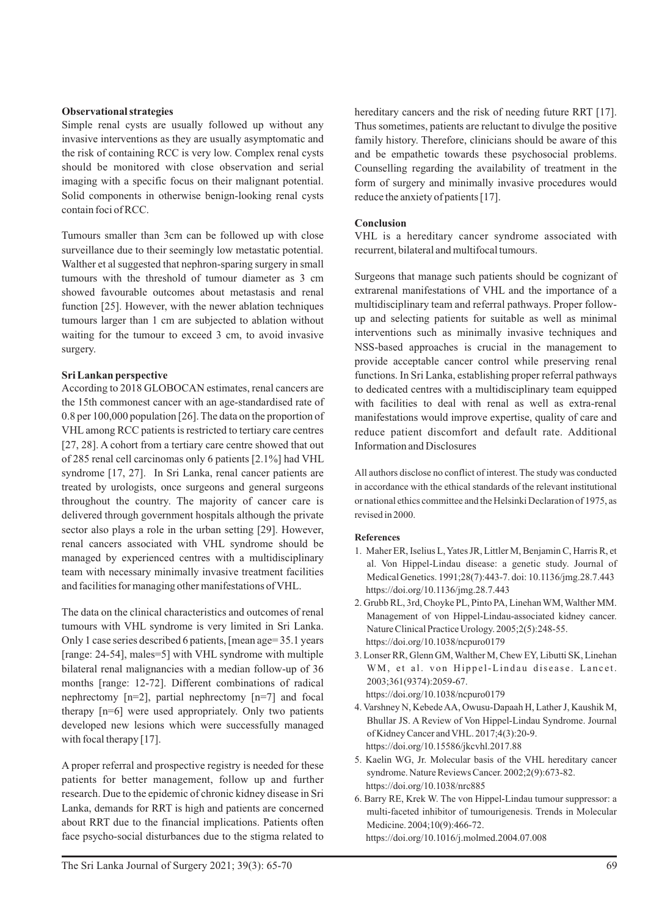**Observational strategies**

Simple renal cysts are usually followed up without any invasive interventions as they are usually asymptomatic and the risk of containing RCC is very low. Complex renal cysts should be monitored with close observation and serial imaging with a specific focus on their malignant potential. Solid components in otherwise benign-looking renal cysts contain foci of RCC.

Tumours smaller than 3cm can be followed up with close surveillance due to their seemingly low metastatic potential. Walther et al suggested that nephron-sparing surgery in small tumours with the threshold of tumour diameter as 3 cm showed favourable outcomes about metastasis and renal function [25]. However, with the newer ablation techniques tumours larger than 1 cm are subjected to ablation without waiting for the tumour to exceed 3 cm, to avoid invasive surgery.

**Sri Lankan perspective**

According to 2018 GLOBOCAN estimates, renal cancers are the 15th commonest cancer with an age-standardised rate of 0.8 per 100,000 population [26]. The data on the proportion of VHL among RCC patients is restricted to tertiary care centres [27, 28]. A cohort from a tertiary care centre showed that out of 285 renal cell carcinomas only 6 patients [2.1%] had VHL syndrome [17, 27]. In Sri Lanka, renal cancer patients are treated by urologists, once surgeons and general surgeons throughout the country. The majority of cancer care is delivered through government hospitals although the private sector also plays a role in the urban setting [29]. However, renal cancers associated with VHL syndrome should be managed by experienced centres with a multidisciplinary team with necessary minimally invasive treatment facilities and facilities for managing other manifestations of VHL.

The data on the clinical characteristics and outcomes of renal tumours with VHL syndrome is very limited in Sri Lanka. Only 1 case series described 6 patients, [mean age= 35.1 years [range: 24-54], males=5] with VHL syndrome with multiple bilateral renal malignancies with a median follow-up of 36 months [range: 12-72]. Different combinations of radical nephrectomy [n=2], partial nephrectomy [n=7] and focal therapy [n=6] were used appropriately. Only two patients developed new lesions which were successfully managed with focal therapy [17].

A proper referral and prospective registry is needed for these patients for better management, follow up and further research. Due to the epidemic of chronic kidney disease in Sri Lanka, demands for RRT is high and patients are concerned about RRT due to the financial implications. Patients often face psycho-social disturbances due to the stigma related to hereditary cancers and the risk of needing future RRT [17]. Thus sometimes, patients are reluctant to divulge the positive family history. Therefore, clinicians should be aware of this and be empathetic towards these psychosocial problems. Counselling regarding the availability of treatment in the form of surgery and minimally invasive procedures would reduce the anxiety of patients [17].

**Conclusion**

VHL is a hereditary cancer syndrome associated with recurrent, bilateral and multifocal tumours.

Surgeons that manage such patients should be cognizant of extrarenal manifestations of VHL and the importance of a multidisciplinary team and referral pathways. Proper follow-up and selecting patients for suitable as well as minimal interventions such as minimally invasive techniques and NSS-based approaches is crucial in the management to provide acceptable cancer control while preserving renal functions. In Sri Lanka, establishing proper referral pathways to dedicated centres with a multidisciplinary team equipped with facilities to deal with renal as well as extra-renal manifestations would improve expertise, quality of care and reduce patient discomfort and default rate. Additional Information and Disclosures

All authors disclose no conflict of interest. The study was conducted in accordance with the ethical standards of the relevant institutional or national ethics committee and the Helsinki Declaration of 1975, as revised in 2000.

**References**

1. Maher ER, Iselius L, Yates JR, Littler M, Benjamin C, Harris R, et al. Von Hippel-Lindau disease: a genetic study. Journal of Medical Genetics. 1991;28(7):443-7. doi: 10.1136/jmg.28.7.443 https://doi.org/10.1136/jmg.28.7.443
2. Grubb RL, 3rd, Choyke PL, Pinto PA, Linehan WM, Walther MM. Management of von Hippel-Lindau-associated kidney cancer. Nature Clinical Practice Urology. 2005;2(5):248-55. https://doi.org/10.1038/ncpuro0179
3. Lonser RR, Glenn GM, Walther M, Chew EY, Libutti SK, Linehan WM, et al. von Hippel-Lindau disease. Lancet. 2003;361(9374):2059-67. https://doi.org/10.1038/ncpuro0179
4. Varshney N, Kebede AA, Owusu-Dapaah H, Lather J, Kaushik M, Bhullar JS. A Review of Von Hippel-Lindau Syndrome. Journal of Kidney Cancer and VHL. 2017;4(3):20-9. https://doi.org/10.15586/jkcvhl.2017.88
5. Kaelin WG, Jr. Molecular basis of the VHL hereditary cancer syndrome. Nature Reviews Cancer. 2002;2(9):673-82. https://doi.org/10.1038/nrc885
6. Barry RE, Krek W. The von Hippel-Lindau tumour suppressor: a multi-faceted inhibitor of tumourigenesis. Trends in Molecular Medicine. 2004;10(9):466-72. https://doi.org/10.1016/j.molmed.2004.07.008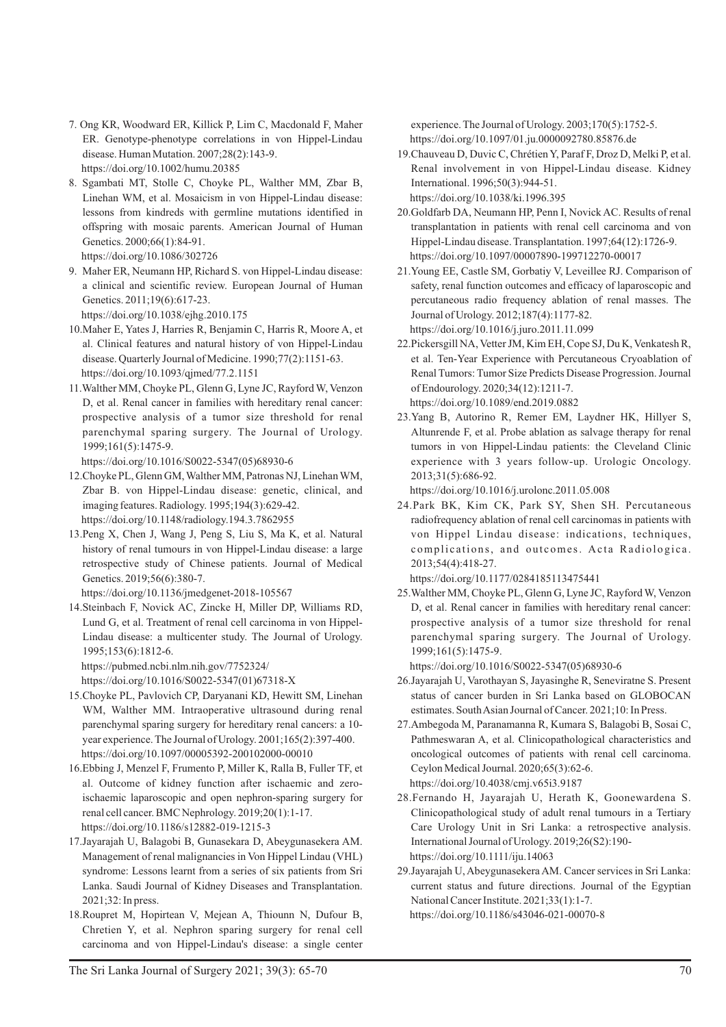7. Ong KR, Woodward ER, Killick P, Lim C, Macdonald F, Maher ER. Genotype-phenotype correlations in von Hippel-Lindau disease. Human Mutation. 2007;28(2):143-9. https://doi.org/10.1002/humu.20385
8. Sgambati MT, Stolle C, Choyke PL, Walther MM, Zbar B, Linehan WM, et al. Mosaicism in von Hippel-Lindau disease: lessons from kindreds with germline mutations identified in offspring with mosaic parents. American Journal of Human Genetics. 2000;66(1):84-91. https://doi.org/10.1086/302726
9. Maher ER, Neumann HP, Richard S. von Hippel-Lindau disease: a clinical and scientific review. European Journal of Human Genetics. 2011;19(6):617-23. https://doi.org/10.1038/ejhg.2010.175
10. Maher E, Yates J, Harries R, Benjamin C, Harris R, Moore A, et al. Clinical features and natural history of von Hippel-Lindau disease. Quarterly Journal of Medicine. 1990;77(2):1151-63. https://doi.org/10.1093/qjmed/77.2.1151
11. Walther MM, Choyke PL, Glenn G, Lyne JC, Rayford W, Venzon D, et al. Renal cancer in families with hereditary renal cancer: prospective analysis of a tumor size threshold for renal parenchymal sparing surgery. The Journal of Urology. 1999;161(5):1475-9. https://doi.org/10.1016/S0022-5347(05)68930-6
12. Choyke PL, Glenn GM, Walther MM, Patronas NJ, Linehan WM, Zbar B. von Hippel-Lindau disease: genetic, clinical, and imaging features. Radiology. 1995;194(3):629-42. https://doi.org/10.1148/radiology.194.3.7862955
13. Peng X, Chen J, Wang J, Peng S, Liu S, Ma K, et al. Natural history of renal tumours in von Hippel-Lindau disease: a large retrospective study of Chinese patients. Journal of Medical Genetics. 2019;56(6):380-7. https://doi.org/10.1136/jmedgenet-2018-105567
14. Steinbach F, Novick AC, Zincke H, Miller DP, Williams RD, Lund G, et al. Treatment of renal cell carcinoma in von Hippel-Lindau disease: a multicenter study. The Journal of Urology. 1995;153(6):1812-6. https://pubmed.ncbi.nlm.nih.gov/7752324/ https://doi.org/10.1016/S0022-5347(01)67318-X
15. Choyke PL, Pavlovich CP, Daryanani KD, Hewitt SM, Linehan WM, Walther MM. Intraoperative ultrasound during renal parenchymal sparing surgery for hereditary renal cancers: a 10-year experience. The Journal of Urology. 2001;165(2):397-400. https://doi.org/10.1097/00005392-200102000-00010
16. Ebbing J, Menzel F, Frumento P, Miller K, Ralla B, Fuller TF, et al. Outcome of kidney function after ischaemic and zero-ischaemic laparoscopic and open nephron-sparing surgery for renal cell cancer. BMC Nephrology. 2019;20(1):1-17. https://doi.org/10.1186/s12882-019-1215-3
17. Jayarajah U, Balagobi B, Gunasekara D, Abeygunasekera AM. Management of renal malignancies in Von Hippel Lindau (VHL) syndrome: Lessons learnt from a series of six patients from Sri Lanka. Saudi Journal of Kidney Diseases and Transplantation. 2021;32: In press.
18. Roupret M, Hopirtean V, Mejean A, Thiounn N, Dufour B, Chretien Y, et al. Nephron sparing surgery for renal cell carcinoma and von Hippel-Lindau's disease: a single center experience. The Journal of Urology. 2003;170(5):1752-5. https://doi.org/10.1097/01.ju.0000092780.85876.de
19. Chauveau D, Duvic C, Chrétien Y, Paraf F, Droz D, Melki P, et al. Renal involvement in von Hippel-Lindau disease. Kidney International. 1996;50(3):944-51. https://doi.org/10.1038/ki.1996.395
20. Goldfarb DA, Neumann HP, Penn I, Novick AC. Results of renal transplantation in patients with renal cell carcinoma and von Hippel-Lindau disease. Transplantation. 1997;64(12):1726-9. https://doi.org/10.1097/00007890-199712270-00017
21. Young EE, Castle SM, Gorbatiy V, Leveillee RJ. Comparison of safety, renal function outcomes and efficacy of laparoscopic and percutaneous radio frequency ablation of renal masses. The Journal of Urology. 2012;187(4):1177-82. https://doi.org/10.1016/j.juro.2011.11.099
22. Pickersgill NA, Vetter JM, Kim EH, Cope SJ, Du K, Venkatesh R, et al. Ten-Year Experience with Percutaneous Cryoablation of Renal Tumors: Tumor Size Predicts Disease Progression. Journal of Endourology. 2020;34(12):1211-7. https://doi.org/10.1089/end.2019.0882
23. Yang B, Autorino R, Remer EM, Laydner HK, Hillyer S, Altunrende F, et al. Probe ablation as salvage therapy for renal tumors in von Hippel-Lindau patients: the Cleveland Clinic experience with 3 years follow-up. Urologic Oncology. 2013;31(5):686-92. https://doi.org/10.1016/j.urolonc.2011.05.008
24. Park BK, Kim CK, Park SY, Shen SH. Percutaneous radiofrequency ablation of renal cell carcinomas in patients with von Hippel Lindau disease: indications, techniques, complications, and outcomes. Acta Radiologica. 2013;54(4):418-27. https://doi.org/10.1177/0284185113475441
25. Walther MM, Choyke PL, Glenn G, Lyne JC, Rayford W, Venzon D, et al. Renal cancer in families with hereditary renal cancer: prospective analysis of a tumor size threshold for renal parenchymal sparing surgery. The Journal of Urology. 1999;161(5):1475-9. https://doi.org/10.1016/S0022-5347(05)68930-6
26. Jayarajah U, Varothayan S, Jayasinghe R, Seneviratne S. Present status of cancer burden in Sri Lanka based on GLOBOCAN estimates. South Asian Journal of Cancer. 2021;10: In Press.
27. Ambegoda M, Paranamanna R, Kumara S, Balagobi B, Sosai C, Pathmeswaran A, et al. Clinicopathological characteristics and oncological outcomes of patients with renal cell carcinoma. Ceylon Medical Journal. 2020;65(3):62-6. https://doi.org/10.4038/cmj.v65i3.9187
28. Fernando H, Jayarajah U, Herath K, Goonewardena S. Clinicopathological study of adult renal tumours in a Tertiary Care Urology Unit in Sri Lanka: a retrospective analysis. International Journal of Urology. 2019;26(S2):190- https://doi.org/10.1111/iju.14063
29. Jayarajah U, Abeygunasekera AM. Cancer services in Sri Lanka: current status and future directions. Journal of the Egyptian National Cancer Institute. 2021;33(1):1-7. https://doi.org/10.1186/s43046-021-00070-8